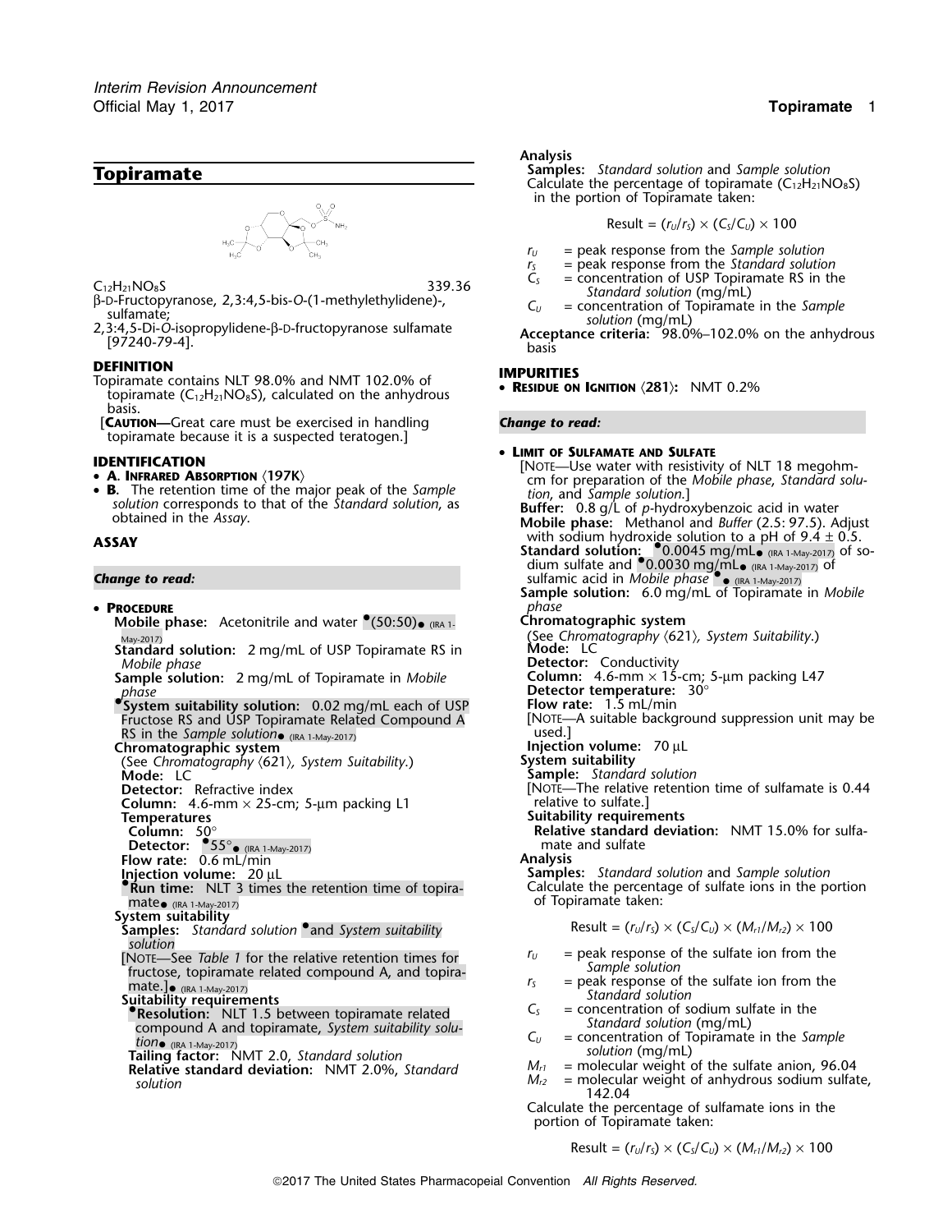# Topiramate

$C_{12}H_{21}NO_8S$ 339.36

β-D-Fructopyranose, 2,3:4,5-bis-*O*-(1-methylethylidene)-, sulfamate;

2,3:4,5-Di-*O*-isopropylidene-β-D-fructopyranose sulfamate [97240-79-4].

## DEFINITION

Topiramate contains NLT 98.0% and NMT 102.0% of topiramate ($C_{12}H_{21}NO_8S$), calculated on the anhydrous basis.

[**CAUTION**—Great care must be exercised in handling topiramate because it is a suspected teratogen.]

## IDENTIFICATION

- **A. INFRARED ABSORPTION** ⟨197K⟩
- **B.** The retention time of the major peak of the *Sample solution* corresponds to that of the *Standard solution*, as obtained in the *Assay*.

## ASSAY

***Change to read:***

- **PROCEDURE**

**Mobile phase:** Acetonitrile and water •(50:50)• (IRA 1-May-2017)

**Standard solution:** 2 mg/mL of USP Topiramate RS in *Mobile phase*

**Sample solution:** 2 mg/mL of Topiramate in *Mobile phase*

•**System suitability solution:** 0.02 mg/mL each of USP Fructose RS and USP Topiramate Related Compound A RS in the *Sample solution*• (IRA 1-May-2017)

**Chromatographic system**

(See *Chromatography* ⟨621⟩, *System Suitability*.)

**Mode:** LC

**Detector:** Refractive index

**Column:** 4.6-mm × 25-cm; 5-µm packing L1

**Temperatures**

**Column:** 50°

**Detector:** •55°• (IRA 1-May-2017)

**Flow rate:** 0.6 mL/min

**Injection volume:** 20 µL

•**Run time:** NLT 3 times the retention time of topiramate• (IRA 1-May-2017)

**System suitability**

**Samples:** *Standard solution* •and *System suitability solution*

[NOTE—See *Table 1* for the relative retention times for fructose, topiramate related compound A, and topiramate.]• (IRA 1-May-2017)

**Suitability requirements**

•**Resolution:** NLT 1.5 between topiramate related compound A and topiramate, *System suitability solution*• (IRA 1-May-2017)

**Tailing factor:** NMT 2.0, *Standard solution*

**Relative standard deviation:** NMT 2.0%, *Standard solution*

**Analysis**

**Samples:** *Standard solution* and *Sample solution*

Calculate the percentage of topiramate ($C_{12}H_{21}NO_8S$) in the portion of Topiramate taken:

$$\text{Result} = (r_U/r_S) \times (C_S/C_U) \times 100$$

$r_U$ = peak response from the *Sample solution*

$r_S$ = peak response from the *Standard solution*

$C_S$ = concentration of USP Topiramate RS in the *Standard solution* (mg/mL)

$C_U$ = concentration of Topiramate in the *Sample solution* (mg/mL)

**Acceptance criteria:** 98.0%–102.0% on the anhydrous basis

## IMPURITIES

- **RESIDUE ON IGNITION** ⟨281⟩: NMT 0.2%

***Change to read:***

- **LIMIT OF SULFAMATE AND SULFATE**

[NOTE—Use water with resistivity of NLT 18 megohm-cm for preparation of the *Mobile phase*, *Standard solution*, and *Sample solution*.]

**Buffer:** 0.8 g/L of *p*-hydroxybenzoic acid in water

**Mobile phase:** Methanol and *Buffer* (2.5: 97.5). Adjust with sodium hydroxide solution to a pH of 9.4 ± 0.5.

**Standard solution:** •0.0045 mg/mL• (IRA 1-May-2017) of sodium sulfate and •0.0030 mg/mL• (IRA 1-May-2017) of sulfamic acid in *Mobile phase* •• (IRA 1-May-2017)

**Sample solution:** 6.0 mg/mL of Topiramate in *Mobile phase*

**Chromatographic system**

(See *Chromatography* ⟨621⟩, *System Suitability*.)

**Mode:** LC

**Detector:** Conductivity

**Column:** 4.6-mm × 15-cm; 5-µm packing L47

**Detector temperature:** 30°

**Flow rate:** 1.5 mL/min

[NOTE—A suitable background suppression unit may be used.]

**Injection volume:** 70 µL

**System suitability**

**Sample:** *Standard solution*

[NOTE—The relative retention time of sulfamate is 0.44 relative to sulfate.]

**Suitability requirements**

**Relative standard deviation:** NMT 15.0% for sulfamate and sulfate

**Analysis**

**Samples:** *Standard solution* and *Sample solution*

Calculate the percentage of sulfate ions in the portion of Topiramate taken:

$$\text{Result} = (r_U/r_S) \times (C_S/C_U) \times (M_{r1}/M_{r2}) \times 100$$

$r_U$ = peak response of the sulfate ion from the *Sample solution*

$r_S$ = peak response of the sulfate ion from the *Standard solution*

$C_S$ = concentration of sodium sulfate in the *Standard solution* (mg/mL)

$C_U$ = concentration of Topiramate in the *Sample solution* (mg/mL)

$M_{r1}$ = molecular weight of the sulfate anion, 96.04

$M_{r2}$ = molecular weight of anhydrous sodium sulfate, 142.04

Calculate the percentage of sulfamate ions in the portion of Topiramate taken:

$$\text{Result} = (r_U/r_S) \times (C_S/C_U) \times (M_{r1}/M_{r2}) \times 100$$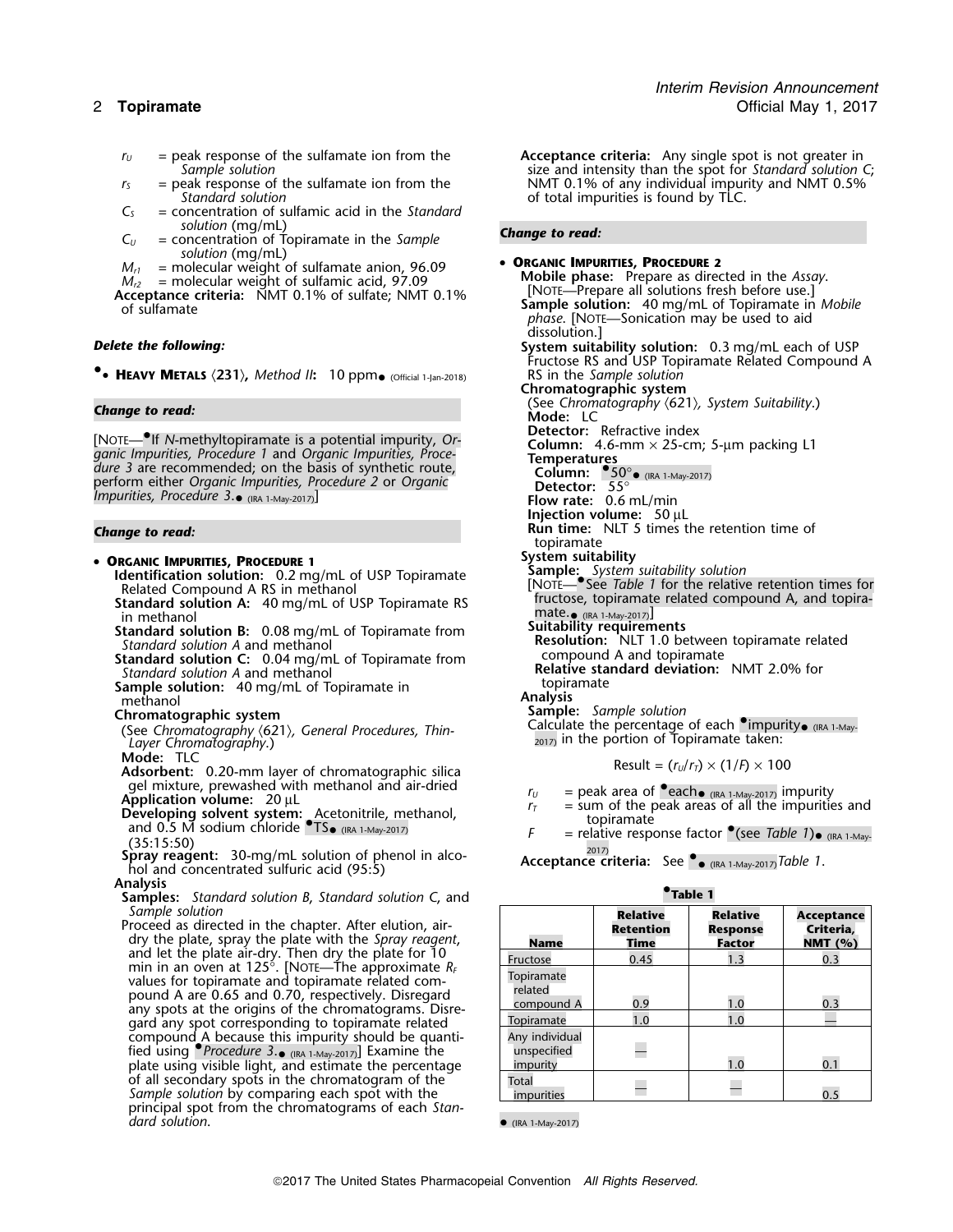$r_U$ = peak response of the sulfamate ion from the *Sample solution*
$r_S$ = peak response of the sulfamate ion from the *Standard solution*
$C_S$ = concentration of sulfamic acid in the *Standard solution* (mg/mL)
$C_U$ = concentration of Topiramate in the *Sample solution* (mg/mL)
$M_{r1}$ = molecular weight of sulfamate anion, 96.09
$M_{r2}$ = molecular weight of sulfamic acid, 97.09

**Acceptance criteria:** NMT 0.1% of sulfate; NMT 0.1% of sulfamate

***Delete the following:***

•• **HEAVY METALS** ⟨231⟩**,** *Method II***:** 10 ppm• (Official 1-Jan-2018)

***Change to read:***

[NOTE—•If *N*-methyltopiramate is a potential impurity, *Organic Impurities, Procedure 1* and *Organic Impurities, Procedure 3* are recommended; on the basis of synthetic route, perform either *Organic Impurities, Procedure 2* or *Organic Impurities, Procedure 3*.• (IRA 1-May-2017)]

***Change to read:***

• **ORGANIC IMPURITIES, PROCEDURE 1**

**Identification solution:** 0.2 mg/mL of USP Topiramate Related Compound A RS in methanol

**Standard solution A:** 40 mg/mL of USP Topiramate RS in methanol

**Standard solution B:** 0.08 mg/mL of Topiramate from *Standard solution A* and methanol

**Standard solution C:** 0.04 mg/mL of Topiramate from *Standard solution A* and methanol

**Sample solution:** 40 mg/mL of Topiramate in methanol

**Chromatographic system**

(See *Chromatography* ⟨621⟩*, General Procedures, Thin-Layer Chromatography*.)

**Mode:** TLC

**Adsorbent:** 0.20-mm layer of chromatographic silica gel mixture, prewashed with methanol and air-dried

**Application volume:** 20 µL

**Developing solvent system:** Acetonitrile, methanol, and 0.5 M sodium chloride •TS• (IRA 1-May-2017) (35:15:50)

**Spray reagent:** 30-mg/mL solution of phenol in alcohol and concentrated sulfuric acid (95:5)

**Analysis**

**Samples:** *Standard solution B*, *Standard solution C*, and *Sample solution*

Proceed as directed in the chapter. After elution, air-dry the plate, spray the plate with the *Spray reagent*, and let the plate air-dry. Then dry the plate for 10 min in an oven at 125°. [NOTE—The approximate $R_F$ values for topiramate and topiramate related compound A are 0.65 and 0.70, respectively. Disregard any spots at the origins of the chromatograms. Disregard any spot corresponding to topiramate related compound A because this impurity should be quantified using •*Procedure 3*.• (IRA 1-May-2017)] Examine the plate using visible light, and estimate the percentage of all secondary spots in the chromatogram of the *Sample solution* by comparing each spot with the principal spot from the chromatograms of each *Standard solution*.

**Acceptance criteria:** Any single spot is not greater in size and intensity than the spot for *Standard solution C*; NMT 0.1% of any individual impurity and NMT 0.5% of total impurities is found by TLC.

***Change to read:***

• **ORGANIC IMPURITIES, PROCEDURE 2**

**Mobile phase:** Prepare as directed in the *Assay*. [NOTE—Prepare all solutions fresh before use.]

**Sample solution:** 40 mg/mL of Topiramate in *Mobile phase*. [NOTE—Sonication may be used to aid dissolution.]

**System suitability solution:** 0.3 mg/mL each of USP Fructose RS and USP Topiramate Related Compound A RS in the *Sample solution*

**Chromatographic system**

(See *Chromatography* ⟨621⟩*, System Suitability*.)

**Mode:** LC

**Detector:** Refractive index

**Column:** 4.6-mm × 25-cm; 5-µm packing L1

**Temperatures**

**Column:** •50°• (IRA 1-May-2017)

**Detector:** 55°

**Flow rate:** 0.6 mL/min

**Injection volume:** 50 µL

**Run time:** NLT 5 times the retention time of topiramate

**System suitability**

**Sample:** *System suitability solution*

[NOTE—•See *Table 1* for the relative retention times for fructose, topiramate related compound A, and topiramate.• (IRA 1-May-2017)]

**Suitability requirements**

**Resolution:** NLT 1.0 between topiramate related compound A and topiramate

**Relative standard deviation:** NMT 2.0% for topiramate

**Analysis**

**Sample:** *Sample solution*

Calculate the percentage of each •impurity• (IRA 1-May-2017) in the portion of Topiramate taken:

$$\text{Result} = (r_U/r_T) \times (1/F) \times 100$$

$r_U$ = peak area of •each• (IRA 1-May-2017) impurity
$r_T$ = sum of the peak areas of all the impurities and topiramate
$F$ = relative response factor •(see *Table 1*)• (IRA 1-May-2017)

**Acceptance criteria:** See •• (IRA 1-May-2017) *Table 1*.

•**Table 1**

| Name | Relative Retention Time | Relative Response Factor | Acceptance Criteria, NMT (%) |
|---|---|---|---|
| Fructose | 0.45 | 1.3 | 0.3 |
| Topiramate related compound A | 0.9 | 1.0 | 0.3 |
| Topiramate | 1.0 | 1.0 | — |
| Any individual unspecified impurity | — | 1.0 | 0.1 |
| Total impurities | — | — | 0.5 |

• (IRA 1-May-2017)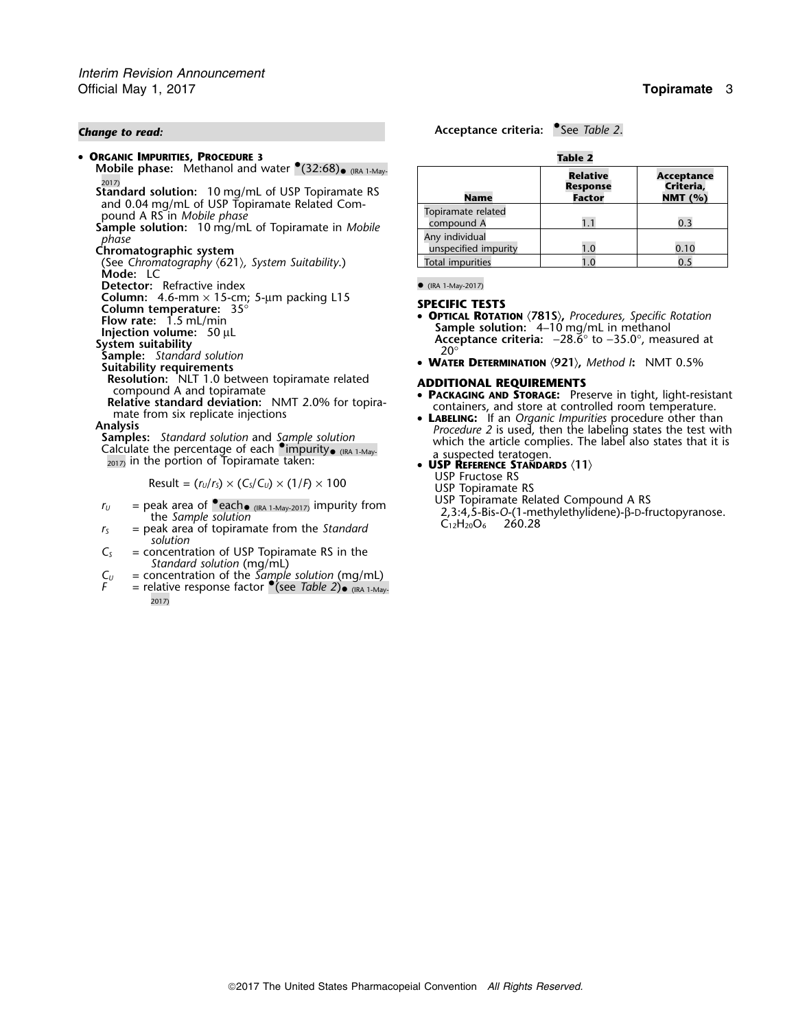*Change to read:*

- **Organic Impurities, Procedure 3**

**Mobile phase:** Methanol and water •(32:68)• (IRA 1-May-2017)

**Standard solution:** 10 mg/mL of USP Topiramate RS and 0.04 mg/mL of USP Topiramate Related Compound A RS in *Mobile phase*

**Sample solution:** 10 mg/mL of Topiramate in *Mobile phase*

**Chromatographic system**

(See *Chromatography* ⟨621⟩*, System Suitability*.)

**Mode:** LC

**Detector:** Refractive index

**Column:** 4.6-mm × 15-cm; 5-µm packing L15

**Column temperature:** 35°

**Flow rate:** 1.5 mL/min

**Injection volume:** 50 µL

**System suitability**

**Sample:** *Standard solution*

**Suitability requirements**

**Resolution:** NLT 1.0 between topiramate related compound A and topiramate

**Relative standard deviation:** NMT 2.0% for topiramate from six replicate injections

**Analysis**

**Samples:** *Standard solution* and *Sample solution*

Calculate the percentage of each •impurity• (IRA 1-May-2017) in the portion of Topiramate taken:

$$\text{Result} = (r_U/r_S) \times (C_S/C_U) \times (1/F) \times 100$$

$r_U$ = peak area of •each• (IRA 1-May-2017) impurity from the *Sample solution*

$r_S$ = peak area of topiramate from the *Standard solution*

$C_S$ = concentration of USP Topiramate RS in the *Standard solution* (mg/mL)

$C_U$ = concentration of the *Sample solution* (mg/mL)

$F$ = relative response factor •(see *Table 2*)• (IRA 1-May-2017)

**Acceptance criteria:** •See *Table 2*.

**Table 2**

| Name | Relative Response Factor | Acceptance Criteria, NMT (%) |
|---|---|---|
| Topiramate related compound A | 1.1 | 0.3 |
| Any individual unspecified impurity | 1.0 | 0.10 |
| Total impurities | 1.0 | 0.5 |

• (IRA 1-May-2017)

## SPECIFIC TESTS

- **Optical Rotation** ⟨781S⟩**,** *Procedures, Specific Rotation*

  **Sample solution:** 4–10 mg/mL in methanol

  **Acceptance criteria:** −28.6° to −35.0°, measured at 20°

- **Water Determination** ⟨921⟩**,** *Method I***:** NMT 0.5%

## ADDITIONAL REQUIREMENTS

- **Packaging and Storage:** Preserve in tight, light-resistant containers, and store at controlled room temperature.
- **Labeling:** If an *Organic Impurities* procedure other than *Procedure 2* is used, then the labeling states the test with which the article complies. The label also states that it is a suspected teratogen.
- **USP Reference Standards** ⟨11⟩

  USP Fructose RS

  USP Topiramate RS

  USP Topiramate Related Compound A RS

  2,3:4,5-Bis-*O*-(1-methylethylidene)-β-D-fructopyranose.

  $C_{12}H_{20}O_6$ 260.28